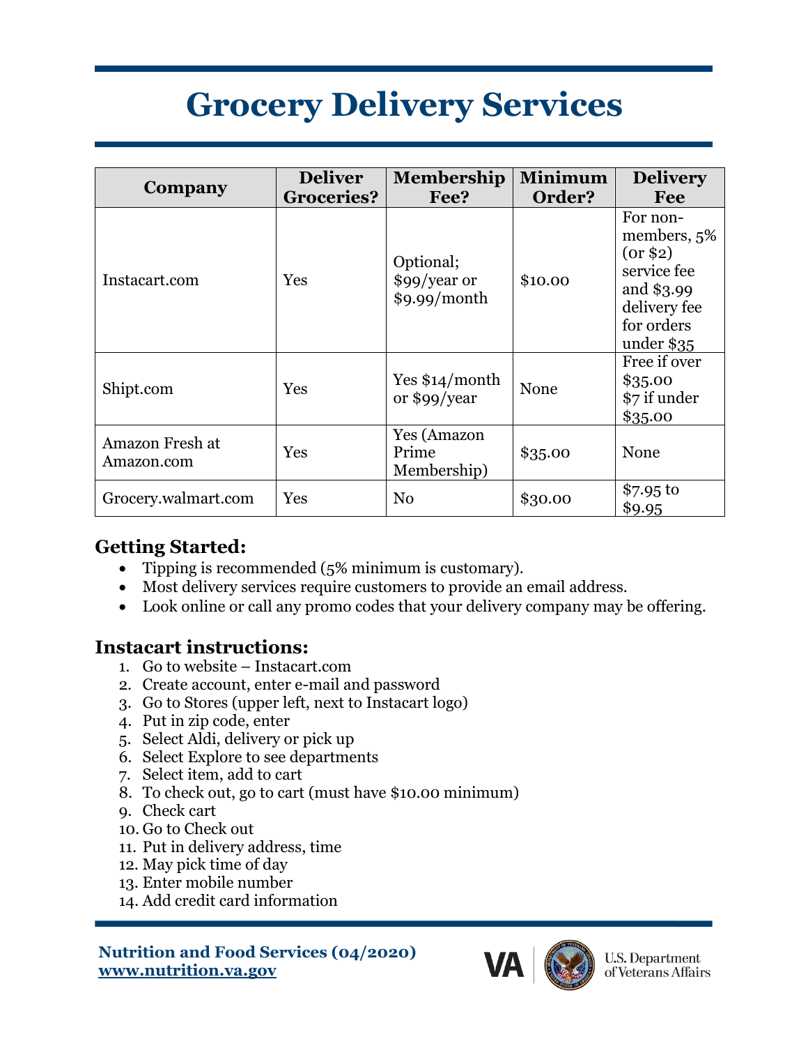# Grocery Delivery Services

| Company | Deliver Groceries? | Membership Fee? | Minimum Order? | Delivery Fee |
|---|---|---|---|---|
| Instacart.com | Yes | Optional; $99/year or $9.99/month | $10.00 | For non-members, 5% (or $2) service fee and $3.99 delivery fee for orders under $35 |
| Shipt.com | Yes | Yes $14/month or $99/year | None | Free if over $35.00 $7 if under $35.00 |
| Amazon Fresh at Amazon.com | Yes | Yes (Amazon Prime Membership) | $35.00 | None |
| Grocery.walmart.com | Yes | No | $30.00 | $7.95 to $9.95 |

## Getting Started:

- Tipping is recommended (5% minimum is customary).
- Most delivery services require customers to provide an email address.
- Look online or call any promo codes that your delivery company may be offering.

## Instacart instructions:

1. Go to website – Instacart.com
2. Create account, enter e-mail and password
3. Go to Stores (upper left, next to Instacart logo)
4. Put in zip code, enter
5. Select Aldi, delivery or pick up
6. Select Explore to see departments
7. Select item, add to cart
8. To check out, go to cart (must have $10.00 minimum)
9. Check cart
10. Go to Check out
11. Put in delivery address, time
12. May pick time of day
13. Enter mobile number
14. Add credit card information

**Nutrition and Food Services (04/2020)**
**www.nutrition.va.gov**

VA U.S. Department of Veterans Affairs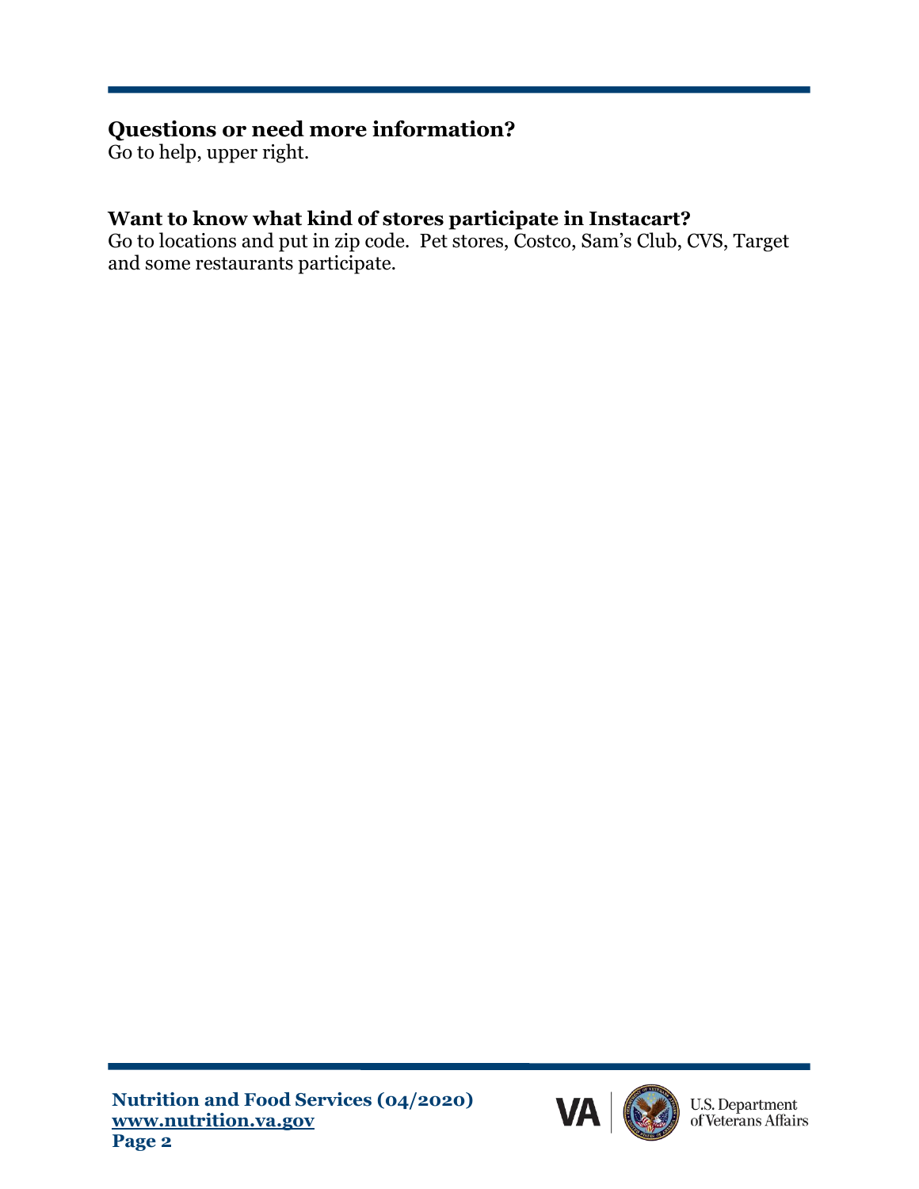### Questions or need more information?

Go to help, upper right.

### Want to know what kind of stores participate in Instacart?

Go to locations and put in zip code. Pet stores, Costco, Sam's Club, CVS, Target and some restaurants participate.